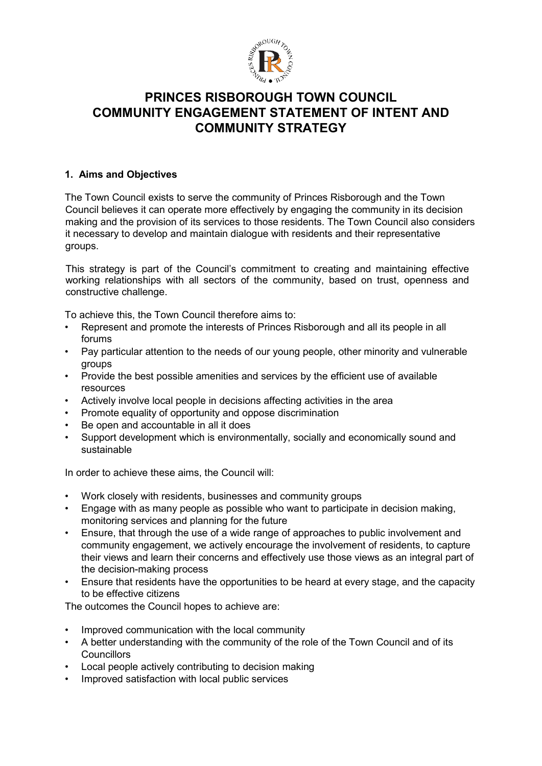# PRINCES RISBOROUGH TOWN COUNCIL
# COMMUNITY ENGAGEMENT STATEMENT OF INTENT AND COMMUNITY STRATEGY

**1. Aims and Objectives**

The Town Council exists to serve the community of Princes Risborough and the Town Council believes it can operate more effectively by engaging the community in its decision making and the provision of its services to those residents. The Town Council also considers it necessary to develop and maintain dialogue with residents and their representative groups.

This strategy is part of the Council's commitment to creating and maintaining effective working relationships with all sectors of the community, based on trust, openness and constructive challenge.

To achieve this, the Town Council therefore aims to:

- Represent and promote the interests of Princes Risborough and all its people in all forums
- Pay particular attention to the needs of our young people, other minority and vulnerable groups
- Provide the best possible amenities and services by the efficient use of available resources
- Actively involve local people in decisions affecting activities in the area
- Promote equality of opportunity and oppose discrimination
- Be open and accountable in all it does
- Support development which is environmentally, socially and economically sound and sustainable

In order to achieve these aims, the Council will:

- Work closely with residents, businesses and community groups
- Engage with as many people as possible who want to participate in decision making, monitoring services and planning for the future
- Ensure, that through the use of a wide range of approaches to public involvement and community engagement, we actively encourage the involvement of residents, to capture their views and learn their concerns and effectively use those views as an integral part of the decision-making process
- Ensure that residents have the opportunities to be heard at every stage, and the capacity to be effective citizens

The outcomes the Council hopes to achieve are:

- Improved communication with the local community
- A better understanding with the community of the role of the Town Council and of its Councillors
- Local people actively contributing to decision making
- Improved satisfaction with local public services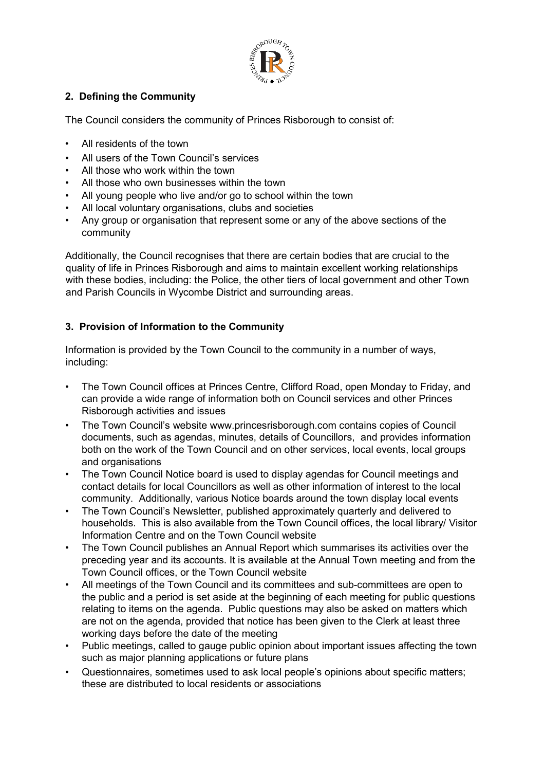## 2. Defining the Community

The Council considers the community of Princes Risborough to consist of:

- All residents of the town
- All users of the Town Council's services
- All those who work within the town
- All those who own businesses within the town
- All young people who live and/or go to school within the town
- All local voluntary organisations, clubs and societies
- Any group or organisation that represent some or any of the above sections of the community

Additionally, the Council recognises that there are certain bodies that are crucial to the quality of life in Princes Risborough and aims to maintain excellent working relationships with these bodies, including: the Police, the other tiers of local government and other Town and Parish Councils in Wycombe District and surrounding areas.

## 3. Provision of Information to the Community

Information is provided by the Town Council to the community in a number of ways, including:

- The Town Council offices at Princes Centre, Clifford Road, open Monday to Friday, and can provide a wide range of information both on Council services and other Princes Risborough activities and issues
- The Town Council's website www.princesrisborough.com contains copies of Council documents, such as agendas, minutes, details of Councillors, and provides information both on the work of the Town Council and on other services, local events, local groups and organisations
- The Town Council Notice board is used to display agendas for Council meetings and contact details for local Councillors as well as other information of interest to the local community. Additionally, various Notice boards around the town display local events
- The Town Council's Newsletter, published approximately quarterly and delivered to households. This is also available from the Town Council offices, the local library/ Visitor Information Centre and on the Town Council website
- The Town Council publishes an Annual Report which summarises its activities over the preceding year and its accounts. It is available at the Annual Town meeting and from the Town Council offices, or the Town Council website
- All meetings of the Town Council and its committees and sub-committees are open to the public and a period is set aside at the beginning of each meeting for public questions relating to items on the agenda. Public questions may also be asked on matters which are not on the agenda, provided that notice has been given to the Clerk at least three working days before the date of the meeting
- Public meetings, called to gauge public opinion about important issues affecting the town such as major planning applications or future plans
- Questionnaires, sometimes used to ask local people's opinions about specific matters; these are distributed to local residents or associations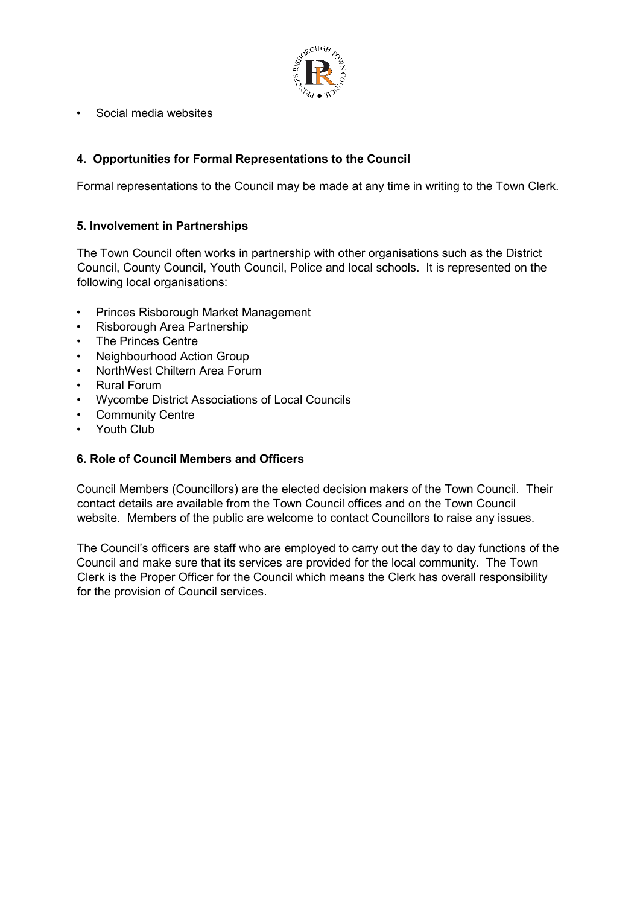- Social media websites

## 4. Opportunities for Formal Representations to the Council

Formal representations to the Council may be made at any time in writing to the Town Clerk.

## 5. Involvement in Partnerships

The Town Council often works in partnership with other organisations such as the District Council, County Council, Youth Council, Police and local schools. It is represented on the following local organisations:

- Princes Risborough Market Management
- Risborough Area Partnership
- The Princes Centre
- Neighbourhood Action Group
- NorthWest Chiltern Area Forum
- Rural Forum
- Wycombe District Associations of Local Councils
- Community Centre
- Youth Club

## 6. Role of Council Members and Officers

Council Members (Councillors) are the elected decision makers of the Town Council. Their contact details are available from the Town Council offices and on the Town Council website. Members of the public are welcome to contact Councillors to raise any issues.

The Council's officers are staff who are employed to carry out the day to day functions of the Council and make sure that its services are provided for the local community. The Town Clerk is the Proper Officer for the Council which means the Clerk has overall responsibility for the provision of Council services.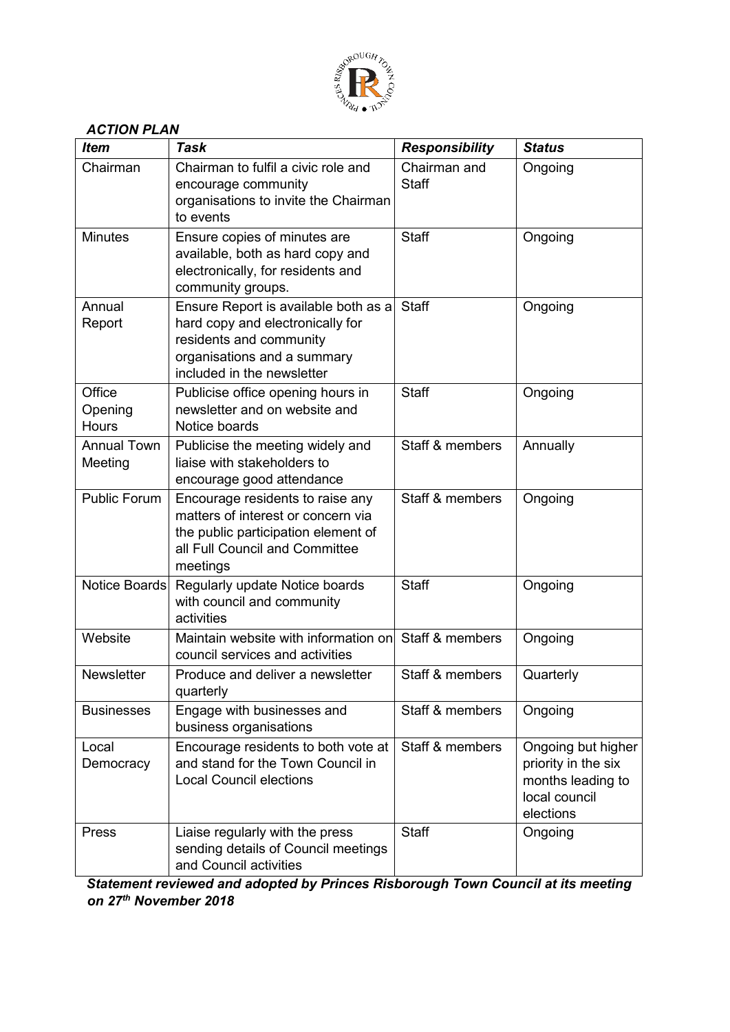***ACTION PLAN***

| ***Item*** | ***Task*** | ***Responsibility*** | ***Status*** |
|---|---|---|---|
| Chairman | Chairman to fulfil a civic role and encourage community organisations to invite the Chairman to events | Chairman and Staff | Ongoing |
| Minutes | Ensure copies of minutes are available, both as hard copy and electronically, for residents and community groups. | Staff | Ongoing |
| Annual Report | Ensure Report is available both as a hard copy and electronically for residents and community organisations and a summary included in the newsletter | Staff | Ongoing |
| Office Opening Hours | Publicise office opening hours in newsletter and on website and Notice boards | Staff | Ongoing |
| Annual Town Meeting | Publicise the meeting widely and liaise with stakeholders to encourage good attendance | Staff & members | Annually |
| Public Forum | Encourage residents to raise any matters of interest or concern via the public participation element of all Full Council and Committee meetings | Staff & members | Ongoing |
| Notice Boards | Regularly update Notice boards with council and community activities | Staff | Ongoing |
| Website | Maintain website with information on council services and activities | Staff & members | Ongoing |
| Newsletter | Produce and deliver a newsletter quarterly | Staff & members | Quarterly |
| Businesses | Engage with businesses and business organisations | Staff & members | Ongoing |
| Local Democracy | Encourage residents to both vote at and stand for the Town Council in Local Council elections | Staff & members | Ongoing but higher priority in the six months leading to local council elections |
| Press | Liaise regularly with the press sending details of Council meetings and Council activities | Staff | Ongoing |

***Statement reviewed and adopted by Princes Risborough Town Council at its meeting on 27th November 2018***